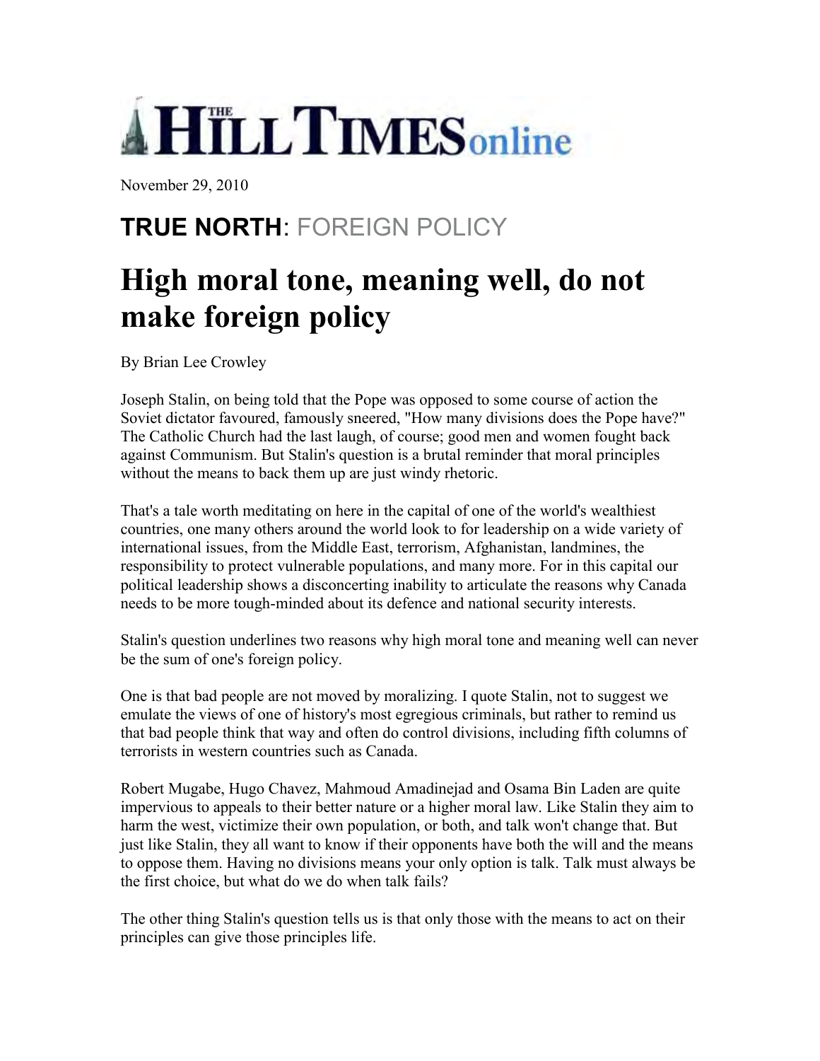# THE HILL TIMES online

November 29, 2010

## **TRUE NORTH**: FOREIGN POLICY

# High moral tone, meaning well, do not make foreign policy

By Brian Lee Crowley

Joseph Stalin, on being told that the Pope was opposed to some course of action the Soviet dictator favoured, famously sneered, "How many divisions does the Pope have?" The Catholic Church had the last laugh, of course; good men and women fought back against Communism. But Stalin's question is a brutal reminder that moral principles without the means to back them up are just windy rhetoric.

That's a tale worth meditating on here in the capital of one of the world's wealthiest countries, one many others around the world look to for leadership on a wide variety of international issues, from the Middle East, terrorism, Afghanistan, landmines, the responsibility to protect vulnerable populations, and many more. For in this capital our political leadership shows a disconcerting inability to articulate the reasons why Canada needs to be more tough-minded about its defence and national security interests.

Stalin's question underlines two reasons why high moral tone and meaning well can never be the sum of one's foreign policy.

One is that bad people are not moved by moralizing. I quote Stalin, not to suggest we emulate the views of one of history's most egregious criminals, but rather to remind us that bad people think that way and often do control divisions, including fifth columns of terrorists in western countries such as Canada.

Robert Mugabe, Hugo Chavez, Mahmoud Amadinejad and Osama Bin Laden are quite impervious to appeals to their better nature or a higher moral law. Like Stalin they aim to harm the west, victimize their own population, or both, and talk won't change that. But just like Stalin, they all want to know if their opponents have both the will and the means to oppose them. Having no divisions means your only option is talk. Talk must always be the first choice, but what do we do when talk fails?

The other thing Stalin's question tells us is that only those with the means to act on their principles can give those principles life.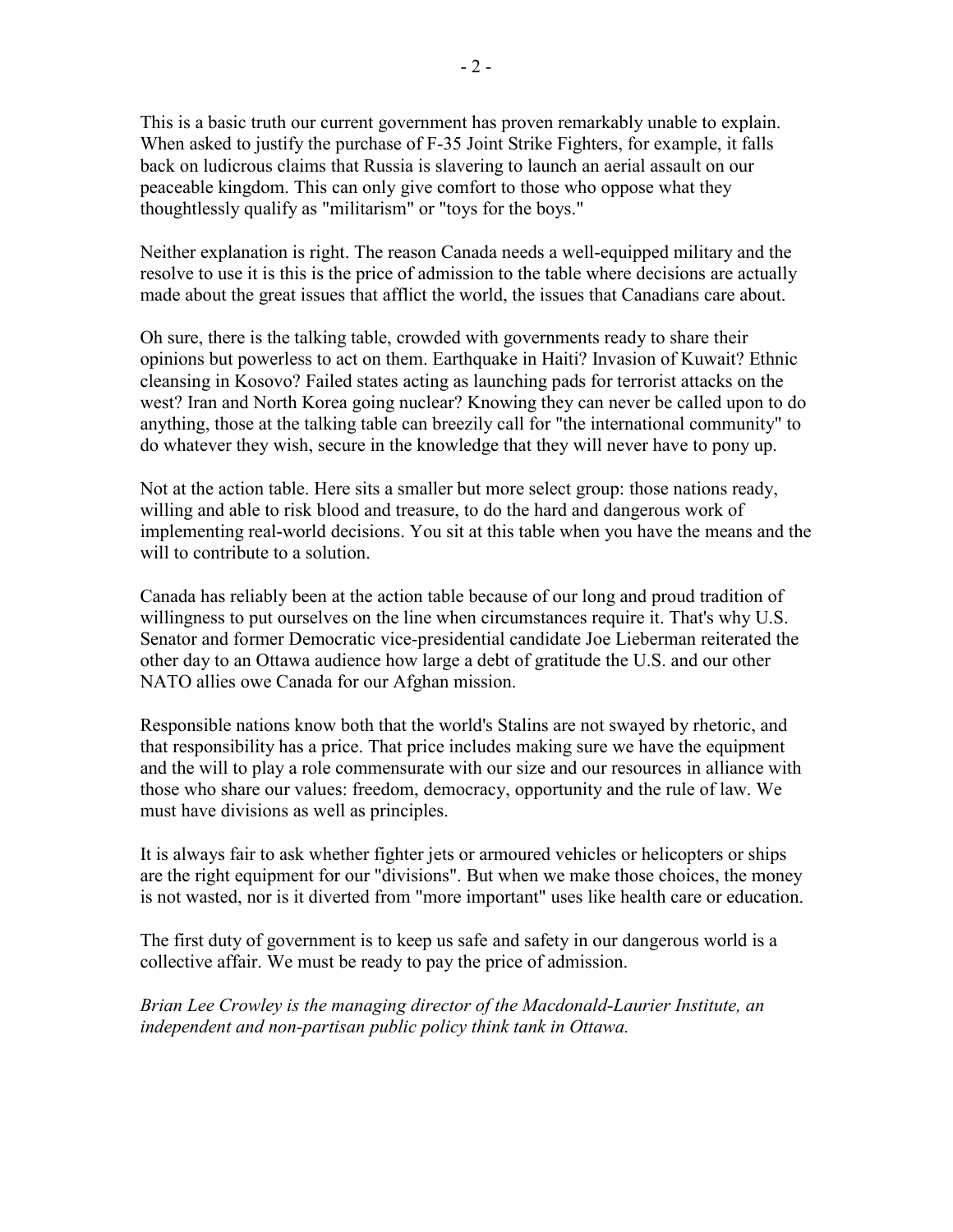This is a basic truth our current government has proven remarkably unable to explain. When asked to justify the purchase of F-35 Joint Strike Fighters, for example, it falls back on ludicrous claims that Russia is slavering to launch an aerial assault on our peaceable kingdom. This can only give comfort to those who oppose what they thoughtlessly qualify as "militarism" or "toys for the boys."

Neither explanation is right. The reason Canada needs a well-equipped military and the resolve to use it is this is the price of admission to the table where decisions are actually made about the great issues that afflict the world, the issues that Canadians care about.

Oh sure, there is the talking table, crowded with governments ready to share their opinions but powerless to act on them. Earthquake in Haiti? Invasion of Kuwait? Ethnic cleansing in Kosovo? Failed states acting as launching pads for terrorist attacks on the west? Iran and North Korea going nuclear? Knowing they can never be called upon to do anything, those at the talking table can breezily call for "the international community" to do whatever they wish, secure in the knowledge that they will never have to pony up.

Not at the action table. Here sits a smaller but more select group: those nations ready, willing and able to risk blood and treasure, to do the hard and dangerous work of implementing real-world decisions. You sit at this table when you have the means and the will to contribute to a solution.

Canada has reliably been at the action table because of our long and proud tradition of willingness to put ourselves on the line when circumstances require it. That's why U.S. Senator and former Democratic vice-presidential candidate Joe Lieberman reiterated the other day to an Ottawa audience how large a debt of gratitude the U.S. and our other NATO allies owe Canada for our Afghan mission.

Responsible nations know both that the world's Stalins are not swayed by rhetoric, and that responsibility has a price. That price includes making sure we have the equipment and the will to play a role commensurate with our size and our resources in alliance with those who share our values: freedom, democracy, opportunity and the rule of law. We must have divisions as well as principles.

It is always fair to ask whether fighter jets or armoured vehicles or helicopters or ships are the right equipment for our "divisions". But when we make those choices, the money is not wasted, nor is it diverted from "more important" uses like health care or education.

The first duty of government is to keep us safe and safety in our dangerous world is a collective affair. We must be ready to pay the price of admission.

*Brian Lee Crowley is the managing director of the Macdonald-Laurier Institute, an independent and non-partisan public policy think tank in Ottawa.*